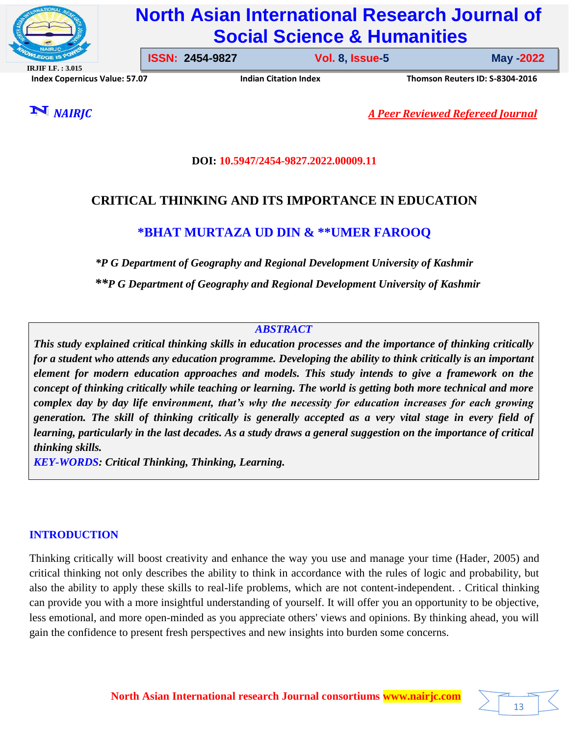DOI: 10.5947/2454-9827.2022.00009.11

# CRITICAL THINKING AND ITS IMPORTANCE IN EDUCATION

**\*BHAT MURTAZA UD DIN & \*\*UMER FAROOQ**

*\*P G Department of Geography and Regional Development University of Kashmir*

*\*\*P G Department of Geography and Regional Development University of Kashmir*

## ABSTRACT

***This study explained critical thinking skills in education processes and the importance of thinking critically for a student who attends any education programme. Developing the ability to think critically is an important element for modern education approaches and models. This study intends to give a framework on the concept of thinking critically while teaching or learning. The world is getting both more technical and more complex day by day life environment, that's why the necessity for education increases for each growing generation. The skill of thinking critically is generally accepted as a very vital stage in every field of learning, particularly in the last decades. As a study draws a general suggestion on the importance of critical thinking skills.***

***KEY-WORDS: Critical Thinking, Thinking, Learning.***

## INTRODUCTION

Thinking critically will boost creativity and enhance the way you use and manage your time (Hader, 2005) and critical thinking not only describes the ability to think in accordance with the rules of logic and probability, but also the ability to apply these skills to real-life problems, which are not content-independent. . Critical thinking can provide you with a more insightful understanding of yourself. It will offer you an opportunity to be objective, less emotional, and more open-minded as you appreciate others' views and opinions. By thinking ahead, you will gain the confidence to present fresh perspectives and new insights into burden some concerns.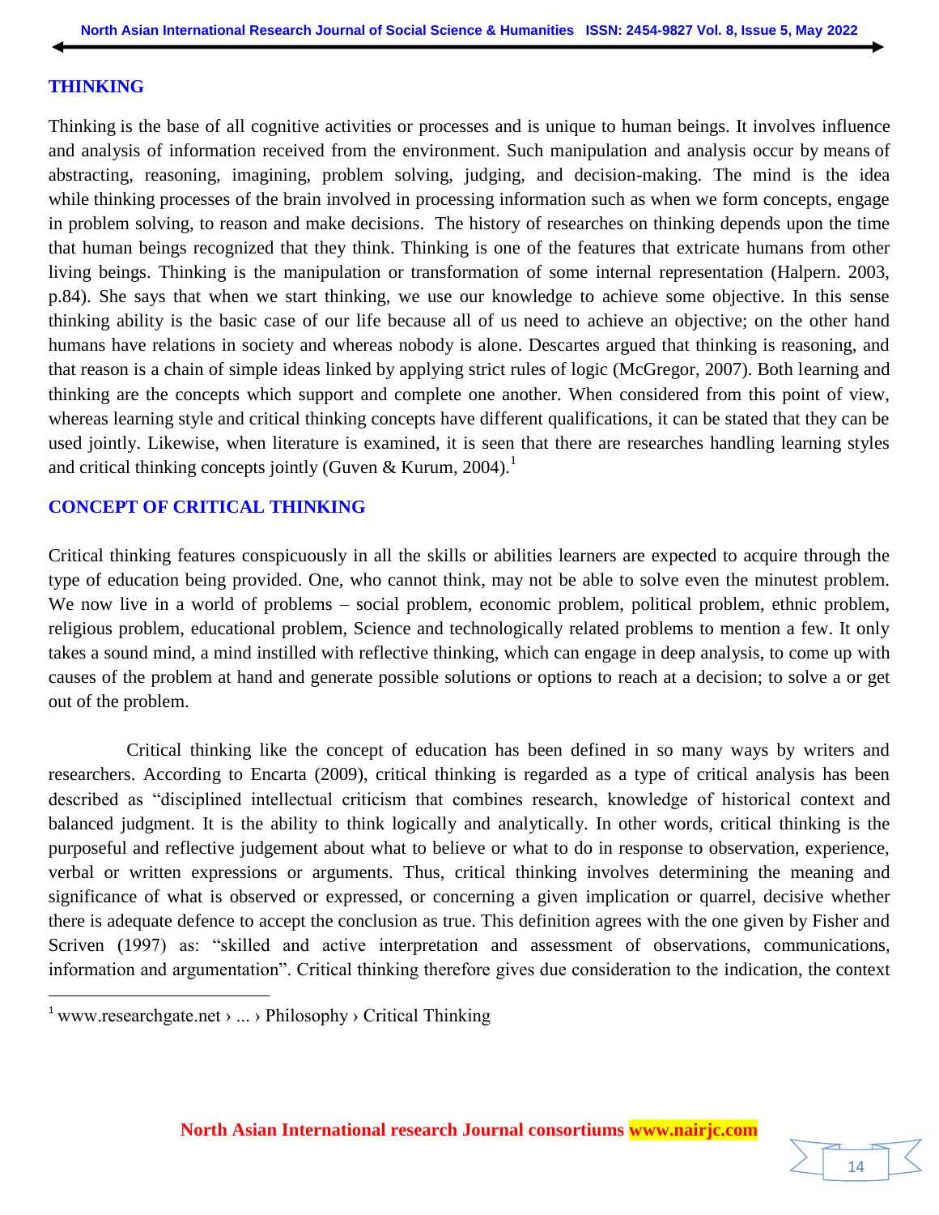## THINKING

Thinking is the base of all cognitive activities or processes and is unique to human beings. It involves influence and analysis of information received from the environment. Such manipulation and analysis occur by means of abstracting, reasoning, imagining, problem solving, judging, and decision-making. The mind is the idea while thinking processes of the brain involved in processing information such as when we form concepts, engage in problem solving, to reason and make decisions. The history of researches on thinking depends upon the time that human beings recognized that they think. Thinking is one of the features that extricate humans from other living beings. Thinking is the manipulation or transformation of some internal representation (Halpern. 2003, p.84). She says that when we start thinking, we use our knowledge to achieve some objective. In this sense thinking ability is the basic case of our life because all of us need to achieve an objective; on the other hand humans have relations in society and whereas nobody is alone. Descartes argued that thinking is reasoning, and that reason is a chain of simple ideas linked by applying strict rules of logic (McGregor, 2007). Both learning and thinking are the concepts which support and complete one another. When considered from this point of view, whereas learning style and critical thinking concepts have different qualifications, it can be stated that they can be used jointly. Likewise, when literature is examined, it is seen that there are researches handling learning styles and critical thinking concepts jointly (Guven & Kurum, 2004).[1]

## CONCEPT OF CRITICAL THINKING

Critical thinking features conspicuously in all the skills or abilities learners are expected to acquire through the type of education being provided. One, who cannot think, may not be able to solve even the minutest problem. We now live in a world of problems – social problem, economic problem, political problem, ethnic problem, religious problem, educational problem, Science and technologically related problems to mention a few. It only takes a sound mind, a mind instilled with reflective thinking, which can engage in deep analysis, to come up with causes of the problem at hand and generate possible solutions or options to reach at a decision; to solve a or get out of the problem.

Critical thinking like the concept of education has been defined in so many ways by writers and researchers. According to Encarta (2009), critical thinking is regarded as a type of critical analysis has been described as "disciplined intellectual criticism that combines research, knowledge of historical context and balanced judgment. It is the ability to think logically and analytically. In other words, critical thinking is the purposeful and reflective judgement about what to believe or what to do in response to observation, experience, verbal or written expressions or arguments. Thus, critical thinking involves determining the meaning and significance of what is observed or expressed, or concerning a given implication or quarrel, decisive whether there is adequate defence to accept the conclusion as true. This definition agrees with the one given by Fisher and Scriven (1997) as: "skilled and active interpretation and assessment of observations, communications, information and argumentation". Critical thinking therefore gives due consideration to the indication, the context

---

[1] www.researchgate.net › ... › Philosophy › Critical Thinking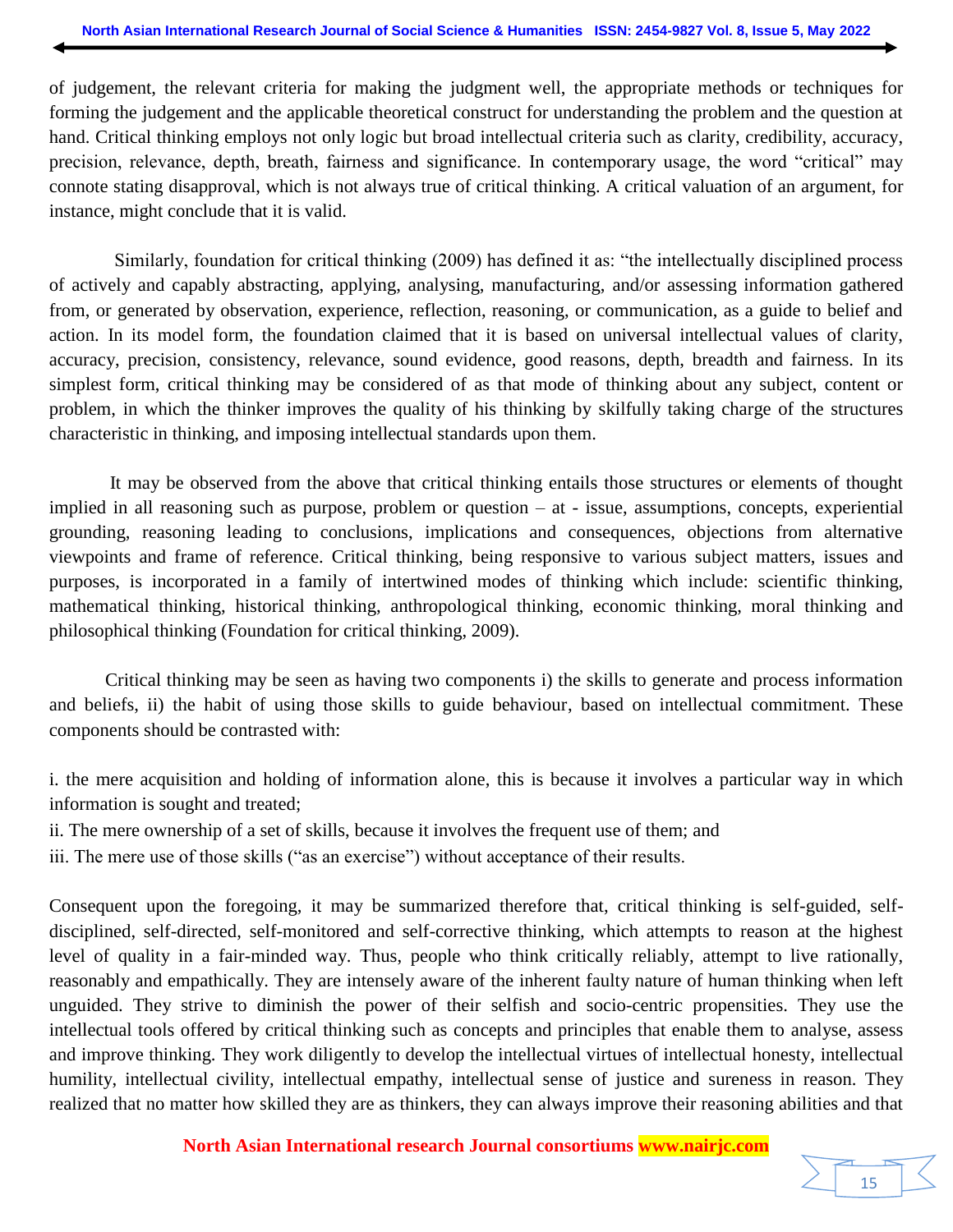of judgement, the relevant criteria for making the judgment well, the appropriate methods or techniques for forming the judgement and the applicable theoretical construct for understanding the problem and the question at hand. Critical thinking employs not only logic but broad intellectual criteria such as clarity, credibility, accuracy, precision, relevance, depth, breath, fairness and significance. In contemporary usage, the word "critical" may connote stating disapproval, which is not always true of critical thinking. A critical valuation of an argument, for instance, might conclude that it is valid.

Similarly, foundation for critical thinking (2009) has defined it as: "the intellectually disciplined process of actively and capably abstracting, applying, analysing, manufacturing, and/or assessing information gathered from, or generated by observation, experience, reflection, reasoning, or communication, as a guide to belief and action. In its model form, the foundation claimed that it is based on universal intellectual values of clarity, accuracy, precision, consistency, relevance, sound evidence, good reasons, depth, breadth and fairness. In its simplest form, critical thinking may be considered of as that mode of thinking about any subject, content or problem, in which the thinker improves the quality of his thinking by skilfully taking charge of the structures characteristic in thinking, and imposing intellectual standards upon them.

It may be observed from the above that critical thinking entails those structures or elements of thought implied in all reasoning such as purpose, problem or question – at - issue, assumptions, concepts, experiential grounding, reasoning leading to conclusions, implications and consequences, objections from alternative viewpoints and frame of reference. Critical thinking, being responsive to various subject matters, issues and purposes, is incorporated in a family of intertwined modes of thinking which include: scientific thinking, mathematical thinking, historical thinking, anthropological thinking, economic thinking, moral thinking and philosophical thinking (Foundation for critical thinking, 2009).

Critical thinking may be seen as having two components i) the skills to generate and process information and beliefs, ii) the habit of using those skills to guide behaviour, based on intellectual commitment. These components should be contrasted with:

i. the mere acquisition and holding of information alone, this is because it involves a particular way in which information is sought and treated;

ii. The mere ownership of a set of skills, because it involves the frequent use of them; and

iii. The mere use of those skills ("as an exercise") without acceptance of their results.

Consequent upon the foregoing, it may be summarized therefore that, critical thinking is self-guided, self-disciplined, self-directed, self-monitored and self-corrective thinking, which attempts to reason at the highest level of quality in a fair-minded way. Thus, people who think critically reliably, attempt to live rationally, reasonably and empathically. They are intensely aware of the inherent faulty nature of human thinking when left unguided. They strive to diminish the power of their selfish and socio-centric propensities. They use the intellectual tools offered by critical thinking such as concepts and principles that enable them to analyse, assess and improve thinking. They work diligently to develop the intellectual virtues of intellectual honesty, intellectual humility, intellectual civility, intellectual empathy, intellectual sense of justice and sureness in reason. They realized that no matter how skilled they are as thinkers, they can always improve their reasoning abilities and that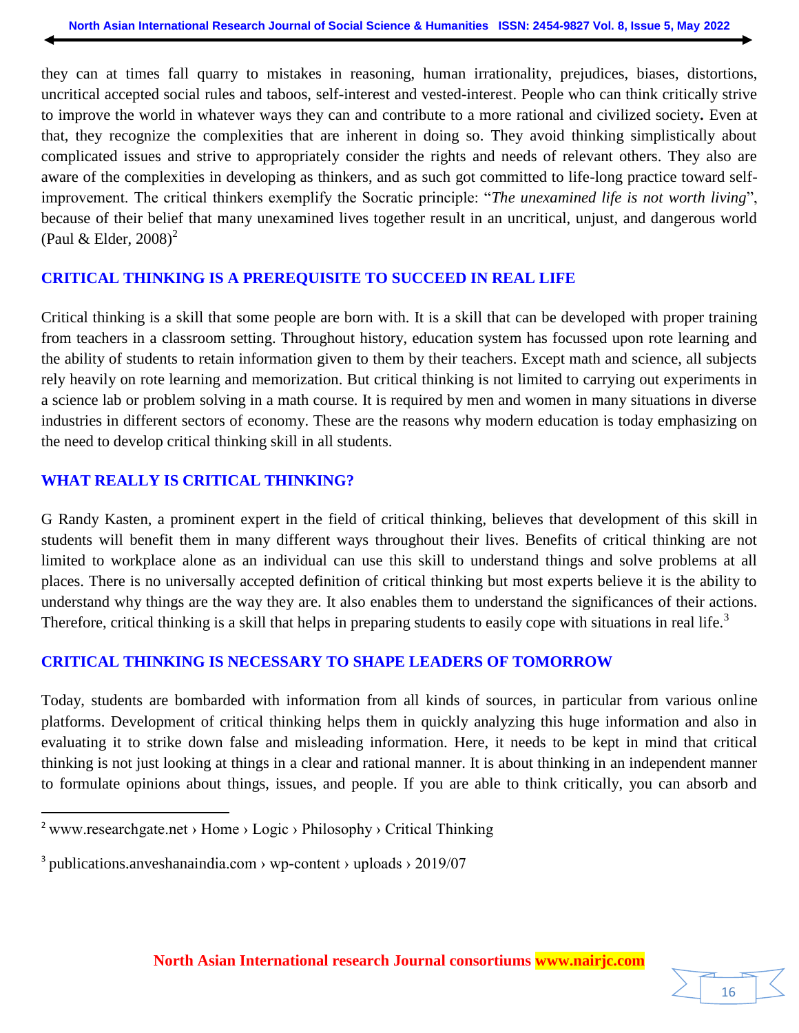they can at times fall quarry to mistakes in reasoning, human irrationality, prejudices, biases, distortions, uncritical accepted social rules and taboos, self-interest and vested-interest. People who can think critically strive to improve the world in whatever ways they can and contribute to a more rational and civilized society**.** Even at that, they recognize the complexities that are inherent in doing so. They avoid thinking simplistically about complicated issues and strive to appropriately consider the rights and needs of relevant others. They also are aware of the complexities in developing as thinkers, and as such got committed to life-long practice toward self-improvement. The critical thinkers exemplify the Socratic principle: "*The unexamined life is not worth living*", because of their belief that many unexamined lives together result in an uncritical, unjust, and dangerous world (Paul & Elder, 2008)[2]

## CRITICAL THINKING IS A PREREQUISITE TO SUCCEED IN REAL LIFE

Critical thinking is a skill that some people are born with. It is a skill that can be developed with proper training from teachers in a classroom setting. Throughout history, education system has focussed upon rote learning and the ability of students to retain information given to them by their teachers. Except math and science, all subjects rely heavily on rote learning and memorization. But critical thinking is not limited to carrying out experiments in a science lab or problem solving in a math course. It is required by men and women in many situations in diverse industries in different sectors of economy. These are the reasons why modern education is today emphasizing on the need to develop critical thinking skill in all students.

## WHAT REALLY IS CRITICAL THINKING?

G Randy Kasten, a prominent expert in the field of critical thinking, believes that development of this skill in students will benefit them in many different ways throughout their lives. Benefits of critical thinking are not limited to workplace alone as an individual can use this skill to understand things and solve problems at all places. There is no universally accepted definition of critical thinking but most experts believe it is the ability to understand why things are the way they are. It also enables them to understand the significances of their actions. Therefore, critical thinking is a skill that helps in preparing students to easily cope with situations in real life.[3]

## CRITICAL THINKING IS NECESSARY TO SHAPE LEADERS OF TOMORROW

Today, students are bombarded with information from all kinds of sources, in particular from various online platforms. Development of critical thinking helps them in quickly analyzing this huge information and also in evaluating it to strike down false and misleading information. Here, it needs to be kept in mind that critical thinking is not just looking at things in a clear and rational manner. It is about thinking in an independent manner to formulate opinions about things, issues, and people. If you are able to think critically, you can absorb and

---

[2] www.researchgate.net › Home › Logic › Philosophy › Critical Thinking

[3] publications.anveshanaindia.com › wp-content › uploads › 2019/07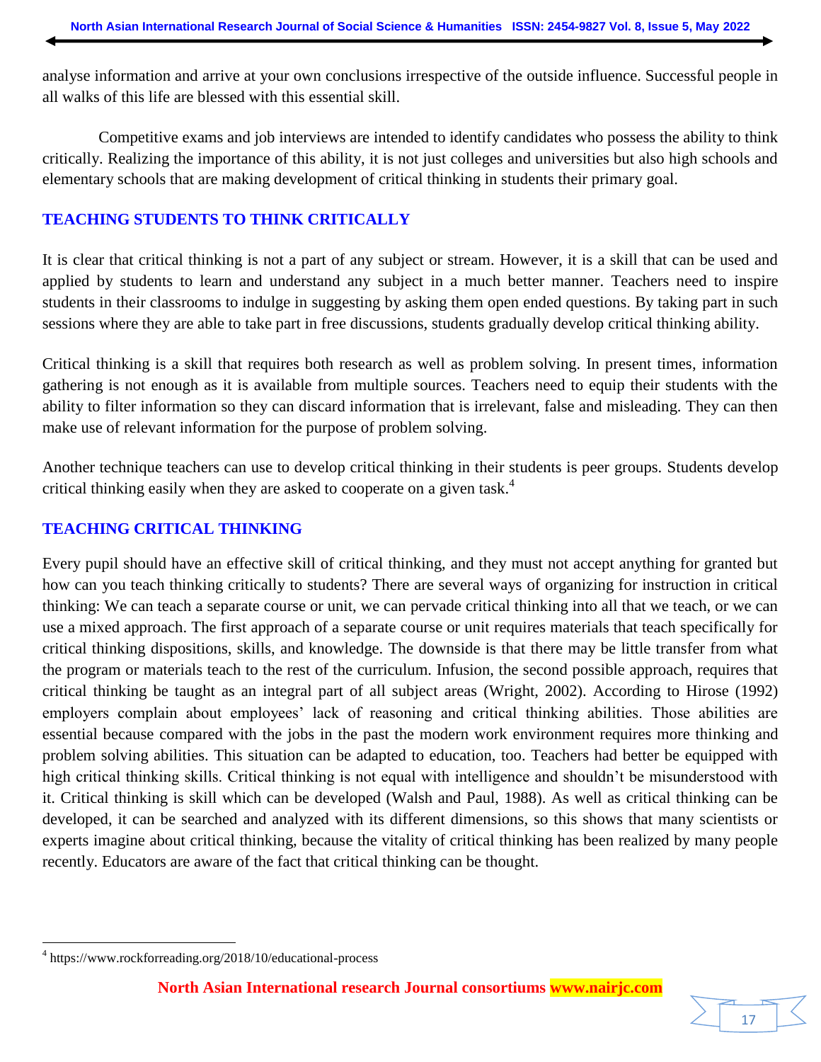analyse information and arrive at your own conclusions irrespective of the outside influence. Successful people in all walks of this life are blessed with this essential skill.

Competitive exams and job interviews are intended to identify candidates who possess the ability to think critically. Realizing the importance of this ability, it is not just colleges and universities but also high schools and elementary schools that are making development of critical thinking in students their primary goal.

## TEACHING STUDENTS TO THINK CRITICALLY

It is clear that critical thinking is not a part of any subject or stream. However, it is a skill that can be used and applied by students to learn and understand any subject in a much better manner. Teachers need to inspire students in their classrooms to indulge in suggesting by asking them open ended questions. By taking part in such sessions where they are able to take part in free discussions, students gradually develop critical thinking ability.

Critical thinking is a skill that requires both research as well as problem solving. In present times, information gathering is not enough as it is available from multiple sources. Teachers need to equip their students with the ability to filter information so they can discard information that is irrelevant, false and misleading. They can then make use of relevant information for the purpose of problem solving.

Another technique teachers can use to develop critical thinking in their students is peer groups. Students develop critical thinking easily when they are asked to cooperate on a given task.[4]

## TEACHING CRITICAL THINKING

Every pupil should have an effective skill of critical thinking, and they must not accept anything for granted but how can you teach thinking critically to students? There are several ways of organizing for instruction in critical thinking: We can teach a separate course or unit, we can pervade critical thinking into all that we teach, or we can use a mixed approach. The first approach of a separate course or unit requires materials that teach specifically for critical thinking dispositions, skills, and knowledge. The downside is that there may be little transfer from what the program or materials teach to the rest of the curriculum. Infusion, the second possible approach, requires that critical thinking be taught as an integral part of all subject areas (Wright, 2002). According to Hirose (1992) employers complain about employees' lack of reasoning and critical thinking abilities. Those abilities are essential because compared with the jobs in the past the modern work environment requires more thinking and problem solving abilities. This situation can be adapted to education, too. Teachers had better be equipped with high critical thinking skills. Critical thinking is not equal with intelligence and shouldn't be misunderstood with it. Critical thinking is skill which can be developed (Walsh and Paul, 1988). As well as critical thinking can be developed, it can be searched and analyzed with its different dimensions, so this shows that many scientists or experts imagine about critical thinking, because the vitality of critical thinking has been realized by many people recently. Educators are aware of the fact that critical thinking can be thought.

---

[4] https://www.rockforreading.org/2018/10/educational-process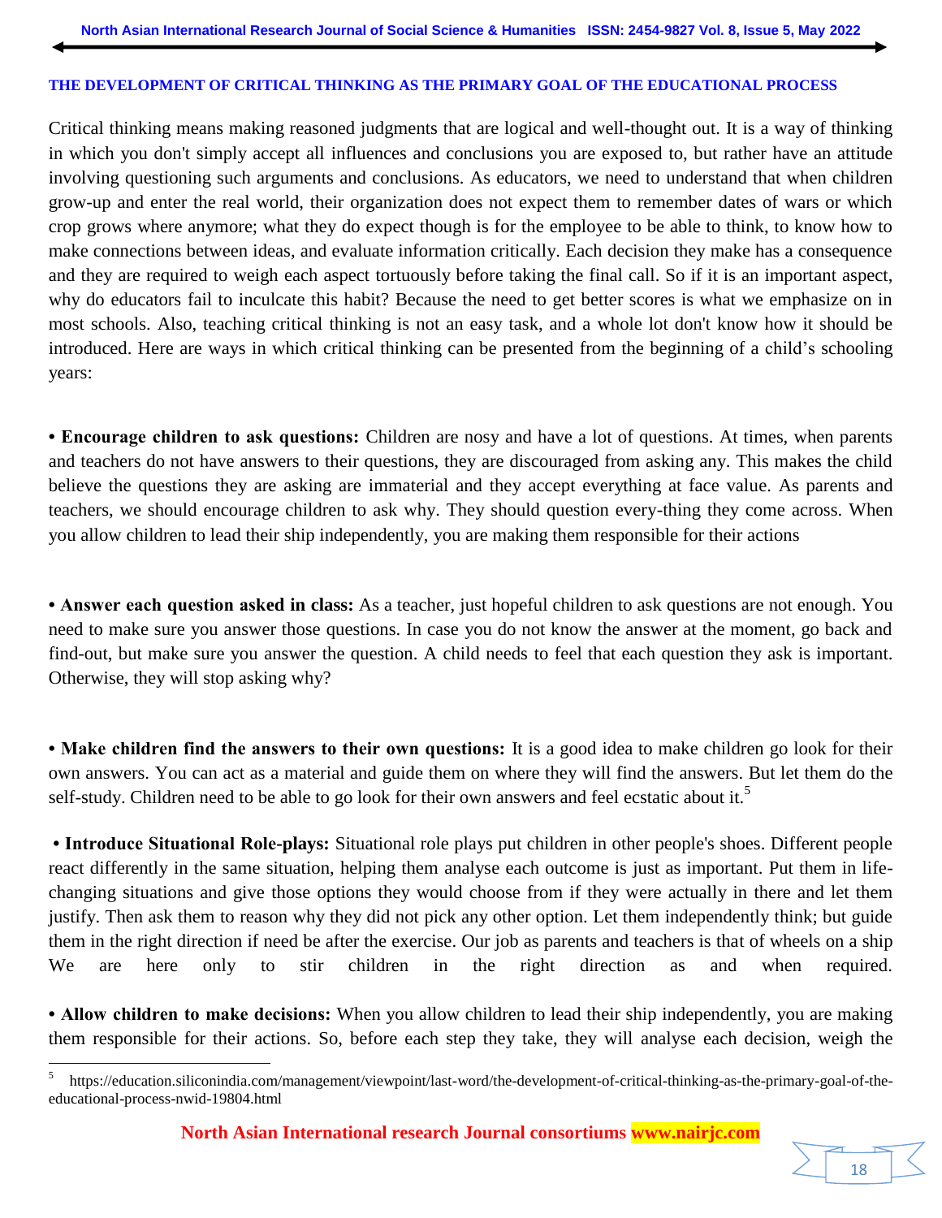### THE DEVELOPMENT OF CRITICAL THINKING AS THE PRIMARY GOAL OF THE EDUCATIONAL PROCESS

Critical thinking means making reasoned judgments that are logical and well-thought out. It is a way of thinking in which you don't simply accept all influences and conclusions you are exposed to, but rather have an attitude involving questioning such arguments and conclusions. As educators, we need to understand that when children grow-up and enter the real world, their organization does not expect them to remember dates of wars or which crop grows where anymore; what they do expect though is for the employee to be able to think, to know how to make connections between ideas, and evaluate information critically. Each decision they make has a consequence and they are required to weigh each aspect tortuously before taking the final call. So if it is an important aspect, why do educators fail to inculcate this habit? Because the need to get better scores is what we emphasize on in most schools. Also, teaching critical thinking is not an easy task, and a whole lot don't know how it should be introduced. Here are ways in which critical thinking can be presented from the beginning of a child's schooling years:

• **Encourage children to ask questions:** Children are nosy and have a lot of questions. At times, when parents and teachers do not have answers to their questions, they are discouraged from asking any. This makes the child believe the questions they are asking are immaterial and they accept everything at face value. As parents and teachers, we should encourage children to ask why. They should question every-thing they come across. When you allow children to lead their ship independently, you are making them responsible for their actions

• **Answer each question asked in class:** As a teacher, just hopeful children to ask questions are not enough. You need to make sure you answer those questions. In case you do not know the answer at the moment, go back and find-out, but make sure you answer the question. A child needs to feel that each question they ask is important. Otherwise, they will stop asking why?

• **Make children find the answers to their own questions:** It is a good idea to make children go look for their own answers. You can act as a material and guide them on where they will find the answers. But let them do the self-study. Children need to be able to go look for their own answers and feel ecstatic about it.[5]

• **Introduce Situational Role-plays:** Situational role plays put children in other people's shoes. Different people react differently in the same situation, helping them analyse each outcome is just as important. Put them in life-changing situations and give those options they would choose from if they were actually in there and let them justify. Then ask them to reason why they did not pick any other option. Let them independently think; but guide them in the right direction if need be after the exercise. Our job as parents and teachers is that of wheels on a ship We are here only to stir children in the right direction as and when required.

• **Allow children to make decisions:** When you allow children to lead their ship independently, you are making them responsible for their actions. So, before each step they take, they will analyse each decision, weigh the

---

[5] https://education.siliconindia.com/management/viewpoint/last-word/the-development-of-critical-thinking-as-the-primary-goal-of-the-educational-process-nwid-19804.html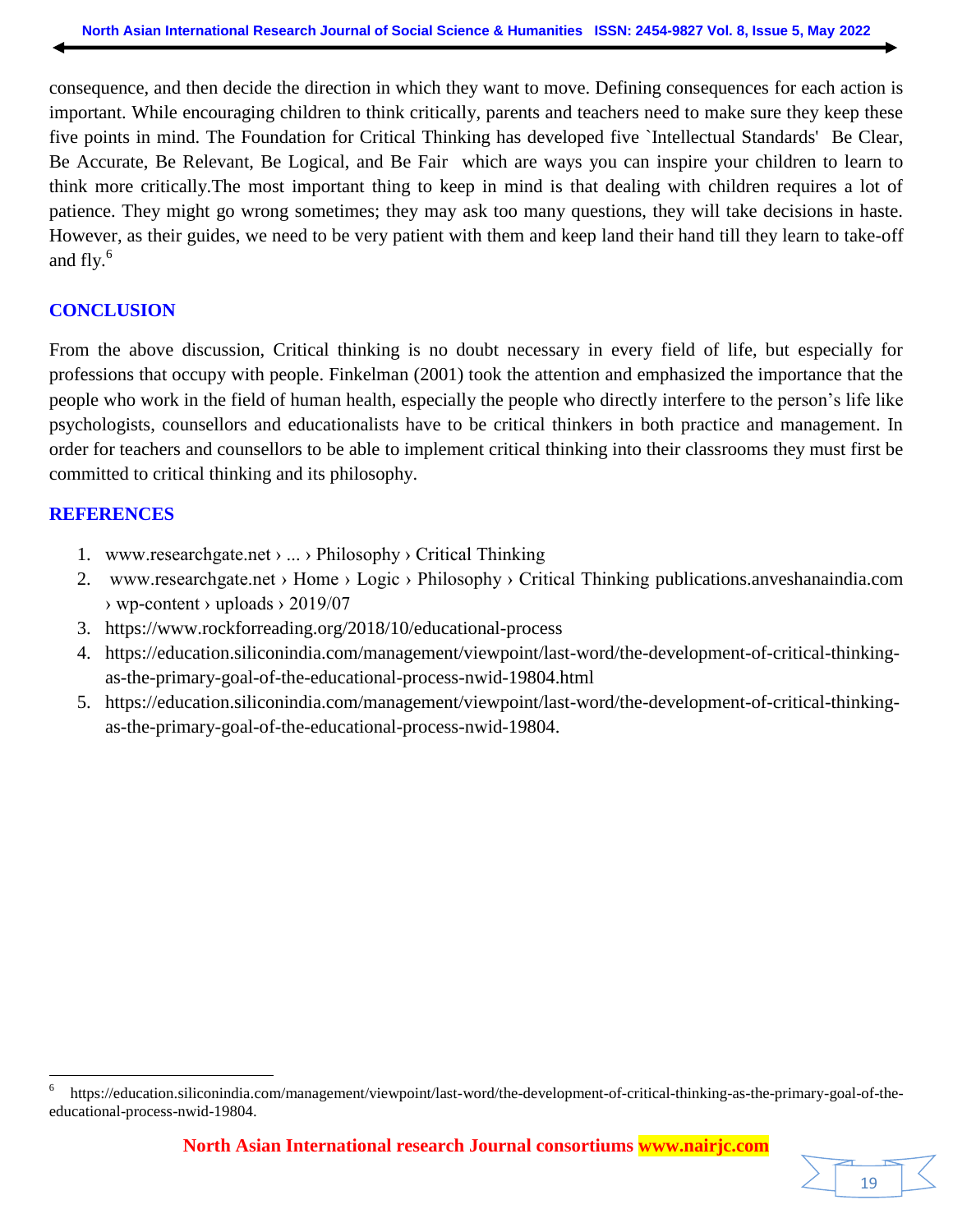consequence, and then decide the direction in which they want to move. Defining consequences for each action is important. While encouraging children to think critically, parents and teachers need to make sure they keep these five points in mind. The Foundation for Critical Thinking has developed five `Intellectual Standards' Be Clear, Be Accurate, Be Relevant, Be Logical, and Be Fair which are ways you can inspire your children to learn to think more critically.The most important thing to keep in mind is that dealing with children requires a lot of patience. They might go wrong sometimes; they may ask too many questions, they will take decisions in haste. However, as their guides, we need to be very patient with them and keep land their hand till they learn to take-off and fly.[6]

## CONCLUSION

From the above discussion, Critical thinking is no doubt necessary in every field of life, but especially for professions that occupy with people. Finkelman (2001) took the attention and emphasized the importance that the people who work in the field of human health, especially the people who directly interfere to the person's life like psychologists, counsellors and educationalists have to be critical thinkers in both practice and management. In order for teachers and counsellors to be able to implement critical thinking into their classrooms they must first be committed to critical thinking and its philosophy.

## REFERENCES

1. www.researchgate.net › ... › Philosophy › Critical Thinking
2. www.researchgate.net › Home › Logic › Philosophy › Critical Thinking publications.anveshanaindia.com › wp-content › uploads › 2019/07
3. https://www.rockforreading.org/2018/10/educational-process
4. https://education.siliconindia.com/management/viewpoint/last-word/the-development-of-critical-thinking-as-the-primary-goal-of-the-educational-process-nwid-19804.html
5. https://education.siliconindia.com/management/viewpoint/last-word/the-development-of-critical-thinking-as-the-primary-goal-of-the-educational-process-nwid-19804.

---

[6] https://education.siliconindia.com/management/viewpoint/last-word/the-development-of-critical-thinking-as-the-primary-goal-of-the-educational-process-nwid-19804.